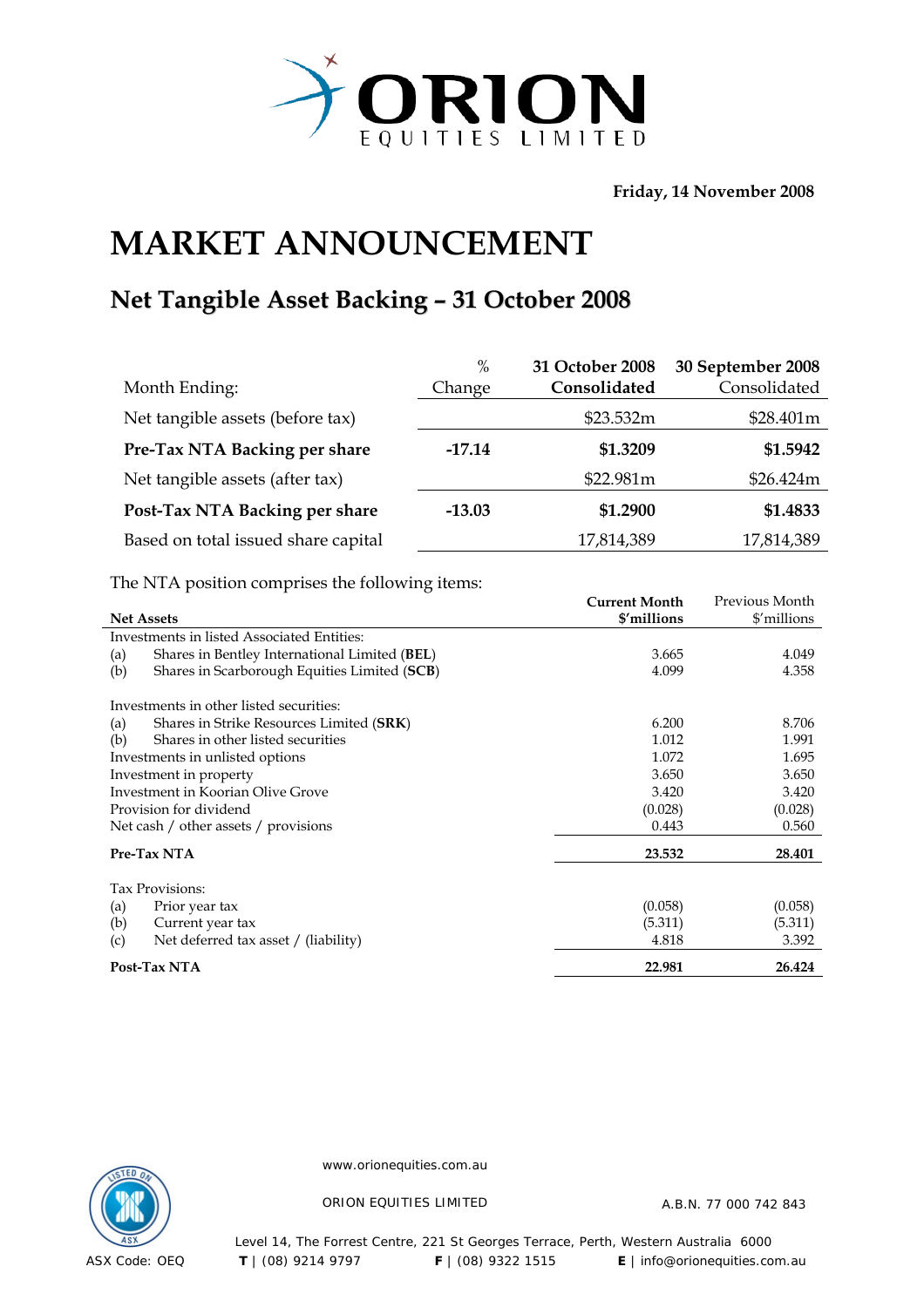ORION EQUITIES LIMITED

**Friday, 14 November 2008**

# MARKET ANNOUNCEMENT

## Net Tangible Asset Backing – 31 October 2008

| Month Ending: | % Change | **31 October 2008 Consolidated** | **30 September 2008** Consolidated |
|---|---|---|---|
| Net tangible assets (before tax) | | $23.532m | $28.401m |
| **Pre-Tax NTA Backing per share** | **-17.14** | **$1.3209** | **$1.5942** |
| Net tangible assets (after tax) | | $22.981m | $26.424m |
| **Post-Tax NTA Backing per share** | **-13.03** | **$1.2900** | **$1.4833** |
| Based on total issued share capital | | 17,814,389 | 17,814,389 |

The NTA position comprises the following items:

| **Net Assets** | **Current Month $'millions** | Previous Month $'millions |
|---|---|---|
| Investments in listed Associated Entities: | | |
| (a) Shares in Bentley International Limited (**BEL**) | 3.665 | 4.049 |
| (b) Shares in Scarborough Equities Limited (**SCB**) | 4.099 | 4.358 |
| Investments in other listed securities: | | |
| (a) Shares in Strike Resources Limited (**SRK**) | 6.200 | 8.706 |
| (b) Shares in other listed securities | 1.012 | 1.991 |
| Investments in unlisted options | 1.072 | 1.695 |
| Investment in property | 3.650 | 3.650 |
| Investment in Koorian Olive Grove | 3.420 | 3.420 |
| Provision for dividend | (0.028) | (0.028) |
| Net cash / other assets / provisions | 0.443 | 0.560 |
| **Pre-Tax NTA** | **23.532** | **28.401** |
| Tax Provisions: | | |
| (a) Prior year tax | (0.058) | (0.058) |
| (b) Current year tax | (5.311) | (5.311) |
| (c) Net deferred tax asset / (liability) | 4.818 | 3.392 |
| **Post-Tax NTA** | **22.981** | **26.424** |

www.orionequities.com.au

ORION EQUITIES LIMITED A.B.N. 77 000 742 843

Level 14, The Forrest Centre, 221 St Georges Terrace, Perth, Western Australia 6000

ASX Code: OEQ **T** | (08) 9214 9797 **F** | (08) 9322 1515 **E** | info@orionequities.com.au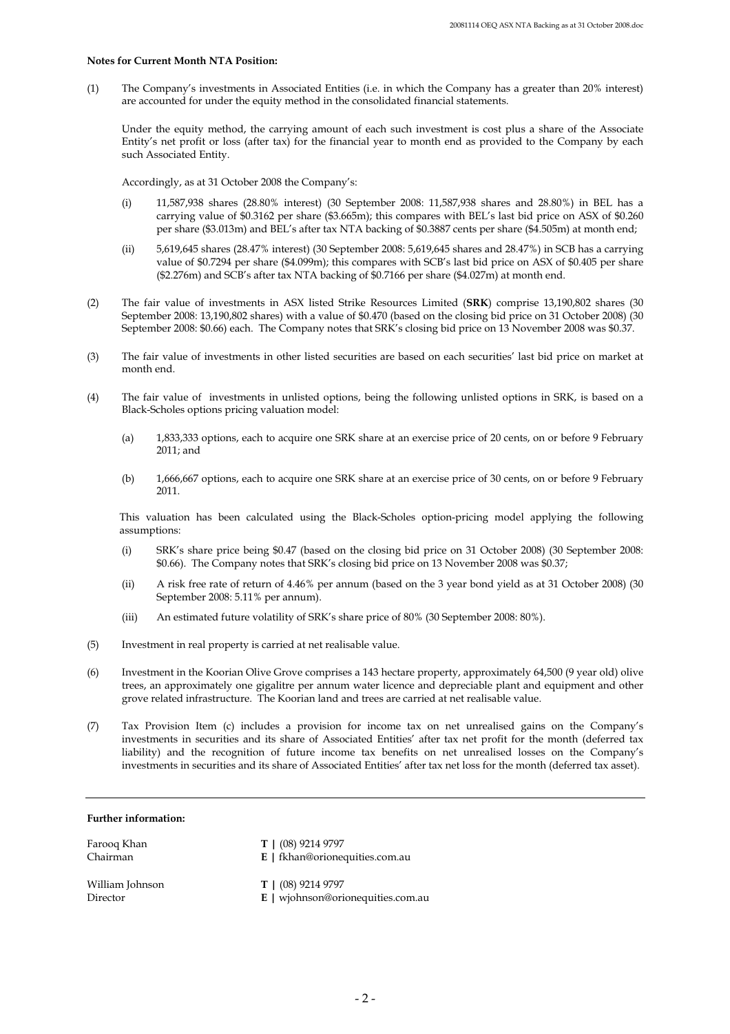**Notes for Current Month NTA Position:**

(1) The Company's investments in Associated Entities (i.e. in which the Company has a greater than 20% interest) are accounted for under the equity method in the consolidated financial statements.

Under the equity method, the carrying amount of each such investment is cost plus a share of the Associate Entity's net profit or loss (after tax) for the financial year to month end as provided to the Company by each such Associated Entity.

Accordingly, as at 31 October 2008 the Company's:

(i) 11,587,938 shares (28.80% interest) (30 September 2008: 11,587,938 shares and 28.80%) in BEL has a carrying value of $0.3162 per share ($3.665m); this compares with BEL's last bid price on ASX of $0.260 per share ($3.013m) and BEL's after tax NTA backing of $0.3887 cents per share ($4.505m) at month end;

(ii) 5,619,645 shares (28.47% interest) (30 September 2008: 5,619,645 shares and 28.47%) in SCB has a carrying value of $0.7294 per share ($4.099m); this compares with SCB's last bid price on ASX of $0.405 per share ($2.276m) and SCB's after tax NTA backing of $0.7166 per share ($4.027m) at month end.

(2) The fair value of investments in ASX listed Strike Resources Limited (**SRK**) comprise 13,190,802 shares (30 September 2008: 13,190,802 shares) with a value of $0.470 (based on the closing bid price on 31 October 2008) (30 September 2008: $0.66) each. The Company notes that SRK's closing bid price on 13 November 2008 was $0.37.

(3) The fair value of investments in other listed securities are based on each securities' last bid price on market at month end.

(4) The fair value of investments in unlisted options, being the following unlisted options in SRK, is based on a Black-Scholes options pricing valuation model:

(a) 1,833,333 options, each to acquire one SRK share at an exercise price of 20 cents, on or before 9 February 2011; and

(b) 1,666,667 options, each to acquire one SRK share at an exercise price of 30 cents, on or before 9 February 2011.

This valuation has been calculated using the Black-Scholes option-pricing model applying the following assumptions:

(i) SRK's share price being $0.47 (based on the closing bid price on 31 October 2008) (30 September 2008: $0.66). The Company notes that SRK's closing bid price on 13 November 2008 was $0.37;

(ii) A risk free rate of return of 4.46% per annum (based on the 3 year bond yield as at 31 October 2008) (30 September 2008: 5.11% per annum).

(iii) An estimated future volatility of SRK's share price of 80% (30 September 2008: 80%).

(5) Investment in real property is carried at net realisable value.

(6) Investment in the Koorian Olive Grove comprises a 143 hectare property, approximately 64,500 (9 year old) olive trees, an approximately one gigalitre per annum water licence and depreciable plant and equipment and other grove related infrastructure. The Koorian land and trees are carried at net realisable value.

(7) Tax Provision Item (c) includes a provision for income tax on net unrealised gains on the Company's investments in securities and its share of Associated Entities' after tax net profit for the month (deferred tax liability) and the recognition of future income tax benefits on net unrealised losses on the Company's investments in securities and its share of Associated Entities' after tax net loss for the month (deferred tax asset).

---

**Further information:**

| | |
|---|---|
| Farooq Khan<br>Chairman | **T \|** (08) 9214 9797<br>**E \|** fkhan@orionequities.com.au |
| William Johnson<br>Director | **T \|** (08) 9214 9797<br>**E \|** wjohnson@orionequities.com.au |